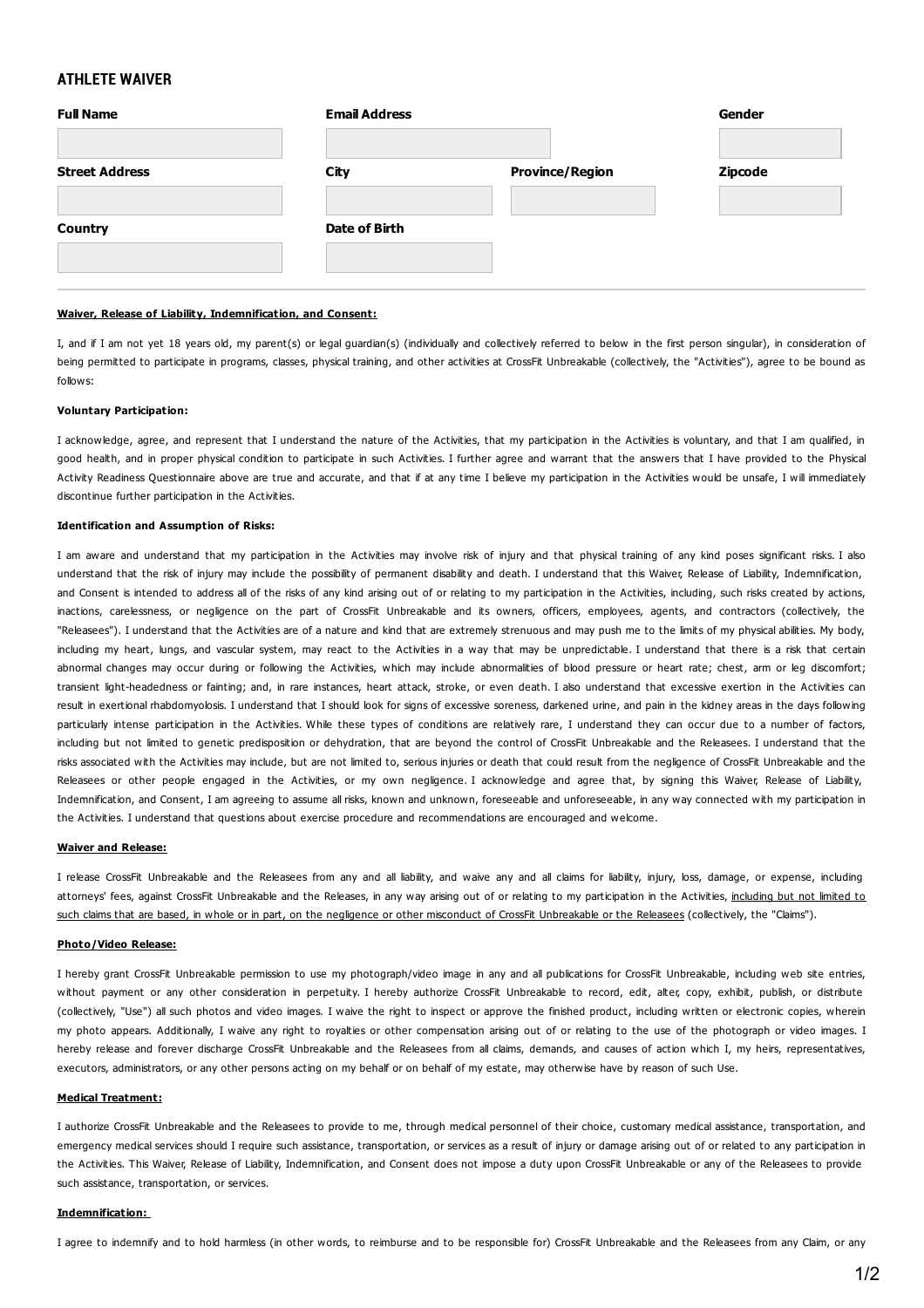## ATHLETE WAIVER

| Full Name | Email Address | | Gender |
|---|---|---|---|
| | | | |
| **Street Address** | **City** | **Province/Region** | **Zipcode** |
| | | | |
| **Country** | **Date of Birth** | | |
| | | | |

**Waiver, Release of Liability, Indemnification, and Consent:**

I, and if I am not yet 18 years old, my parent(s) or legal guardian(s) (individually and collectively referred to below in the first person singular), in consideration of being permitted to participate in programs, classes, physical training, and other activities at CrossFit Unbreakable (collectively, the "Activities"), agree to be bound as follows:

**Voluntary Participation:**

I acknowledge, agree, and represent that I understand the nature of the Activities, that my participation in the Activities is voluntary, and that I am qualified, in good health, and in proper physical condition to participate in such Activities. I further agree and warrant that the answers that I have provided to the Physical Activity Readiness Questionnaire above are true and accurate, and that if at any time I believe my participation in the Activities would be unsafe, I will immediately discontinue further participation in the Activities.

**Identification and Assumption of Risks:**

I am aware and understand that my participation in the Activities may involve risk of injury and that physical training of any kind poses significant risks. I also understand that the risk of injury may include the possibility of permanent disability and death. I understand that this Waiver, Release of Liability, Indemnification, and Consent is intended to address all of the risks of any kind arising out of or relating to my participation in the Activities, including, such risks created by actions, inactions, carelessness, or negligence on the part of CrossFit Unbreakable and its owners, officers, employees, agents, and contractors (collectively, the "Releasees"). I understand that the Activities are of a nature and kind that are extremely strenuous and may push me to the limits of my physical abilities. My body, including my heart, lungs, and vascular system, may react to the Activities in a way that may be unpredictable. I understand that there is a risk that certain abnormal changes may occur during or following the Activities, which may include abnormalities of blood pressure or heart rate; chest, arm or leg discomfort; transient light-headedness or fainting; and, in rare instances, heart attack, stroke, or even death. I also understand that excessive exertion in the Activities can result in exertional rhabdomyolysis. I understand that I should look for signs of excessive soreness, darkened urine, and pain in the kidney areas in the days following particularly intense participation in the Activities. While these types of conditions are relatively rare, I understand they can occur due to a number of factors, including but not limited to genetic predisposition or dehydration, that are beyond the control of CrossFit Unbreakable and the Releasees. I understand that the risks associated with the Activities may include, but are not limited to, serious injuries or death that could result from the negligence of CrossFit Unbreakable and the Releasees or other people engaged in the Activities, or my own negligence. I acknowledge and agree that, by signing this Waiver, Release of Liability, Indemnification, and Consent, I am agreeing to assume all risks, known and unknown, foreseeable and unforeseeable, in any way connected with my participation in the Activities. I understand that questions about exercise procedure and recommendations are encouraged and welcome.

**Waiver and Release:**

I release CrossFit Unbreakable and the Releasees from any and all liability, and waive any and all claims for liability, injury, loss, damage, or expense, including attorneys' fees, against CrossFit Unbreakable and the Releases, in any way arising out of or relating to my participation in the Activities, including but not limited to such claims that are based, in whole or in part, on the negligence or other misconduct of CrossFit Unbreakable or the Releasees (collectively, the "Claims").

**Photo/Video Release:**

I hereby grant CrossFit Unbreakable permission to use my photograph/video image in any and all publications for CrossFit Unbreakable, including web site entries, without payment or any other consideration in perpetuity. I hereby authorize CrossFit Unbreakable to record, edit, alter, copy, exhibit, publish, or distribute (collectively, "Use") all such photos and video images. I waive the right to inspect or approve the finished product, including written or electronic copies, wherein my photo appears. Additionally, I waive any right to royalties or other compensation arising out of or relating to the use of the photograph or video images. I hereby release and forever discharge CrossFit Unbreakable and the Releasees from all claims, demands, and causes of action which I, my heirs, representatives, executors, administrators, or any other persons acting on my behalf or on behalf of my estate, may otherwise have by reason of such Use.

**Medical Treatment:**

I authorize CrossFit Unbreakable and the Releasees to provide to me, through medical personnel of their choice, customary medical assistance, transportation, and emergency medical services should I require such assistance, transportation, or services as a result of injury or damage arising out of or related to any participation in the Activities. This Waiver, Release of Liability, Indemnification, and Consent does not impose a duty upon CrossFit Unbreakable or any of the Releasees to provide such assistance, transportation, or services.

**Indemnification:**

I agree to indemnify and to hold harmless (in other words, to reimburse and to be responsible for) CrossFit Unbreakable and the Releasees from any Claim, or any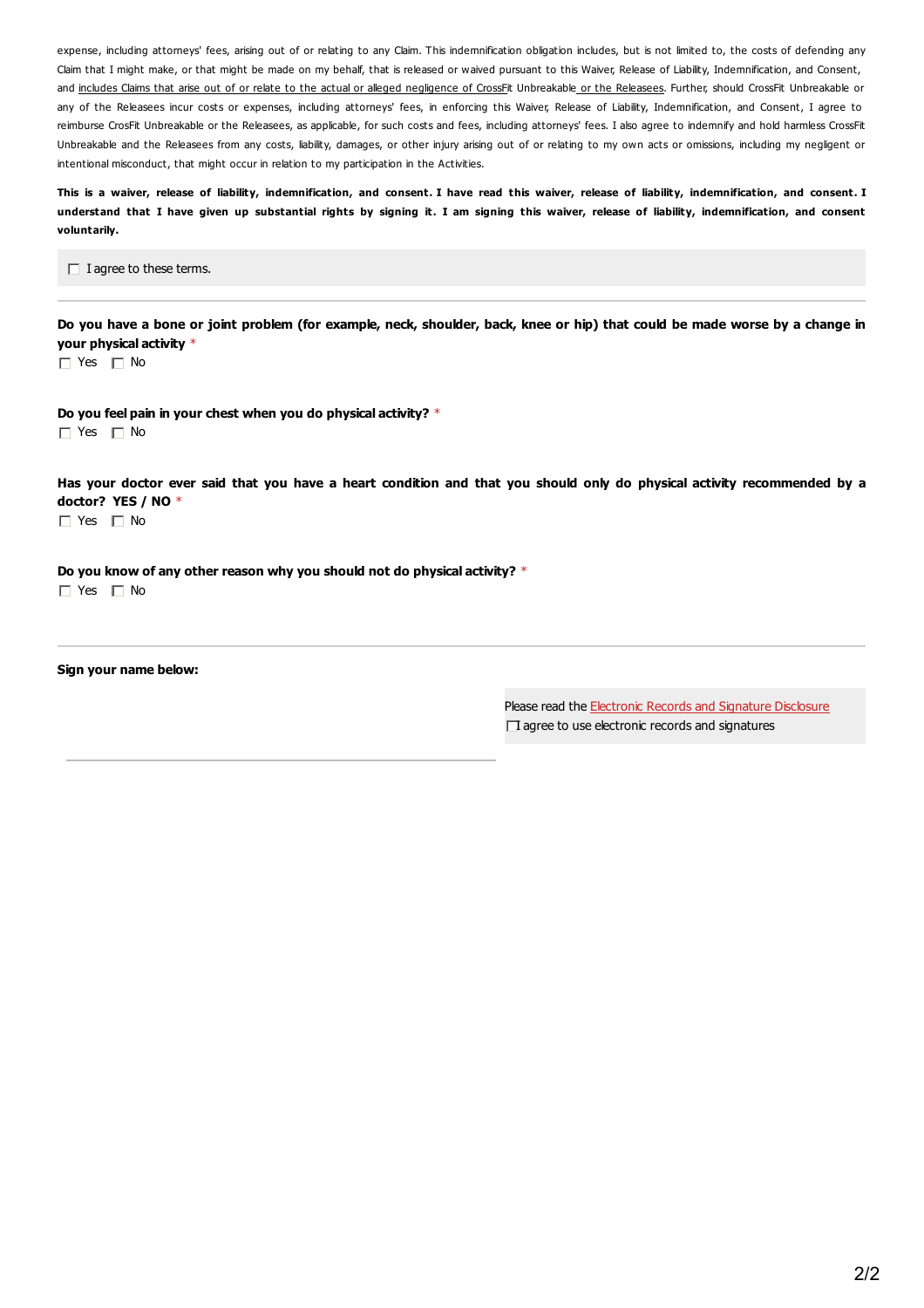expense, including attorneys' fees, arising out of or relating to any Claim. This indemnification obligation includes, but is not limited to, the costs of defending any Claim that I might make, or that might be made on my behalf, that is released or waived pursuant to this Waiver, Release of Liability, Indemnification, and Consent, and includes Claims that arise out of or relate to the actual or alleged negligence of CrossFit Unbreakable or the Releasees. Further, should CrossFit Unbreakable or any of the Releasees incur costs or expenses, including attorneys' fees, in enforcing this Waiver, Release of Liability, Indemnification, and Consent, I agree to reimburse CrosFit Unbreakable or the Releasees, as applicable, for such costs and fees, including attorneys' fees. I also agree to indemnify and hold harmless CrossFit Unbreakable and the Releasees from any costs, liability, damages, or other injury arising out of or relating to my own acts or omissions, including my negligent or intentional misconduct, that might occur in relation to my participation in the Activities.

**This is a waiver, release of liability, indemnification, and consent. I have read this waiver, release of liability, indemnification, and consent. I understand that I have given up substantial rights by signing it. I am signing this waiver, release of liability, indemnification, and consent voluntarily.**

☐ I agree to these terms.

---

**Do you have a bone or joint problem (for example, neck, shoulder, back, knee or hip) that could be made worse by a change in your physical activity** *

☐ Yes ☐ No

**Do you feel pain in your chest when you do physical activity?** *

☐ Yes ☐ No

**Has your doctor ever said that you have a heart condition and that you should only do physical activity recommended by a doctor? YES / NO** *

☐ Yes ☐ No

**Do you know of any other reason why you should not do physical activity?** *

☐ Yes ☐ No

---

**Sign your name below:**

Please read the Electronic Records and Signature Disclosure

☐ I agree to use electronic records and signatures